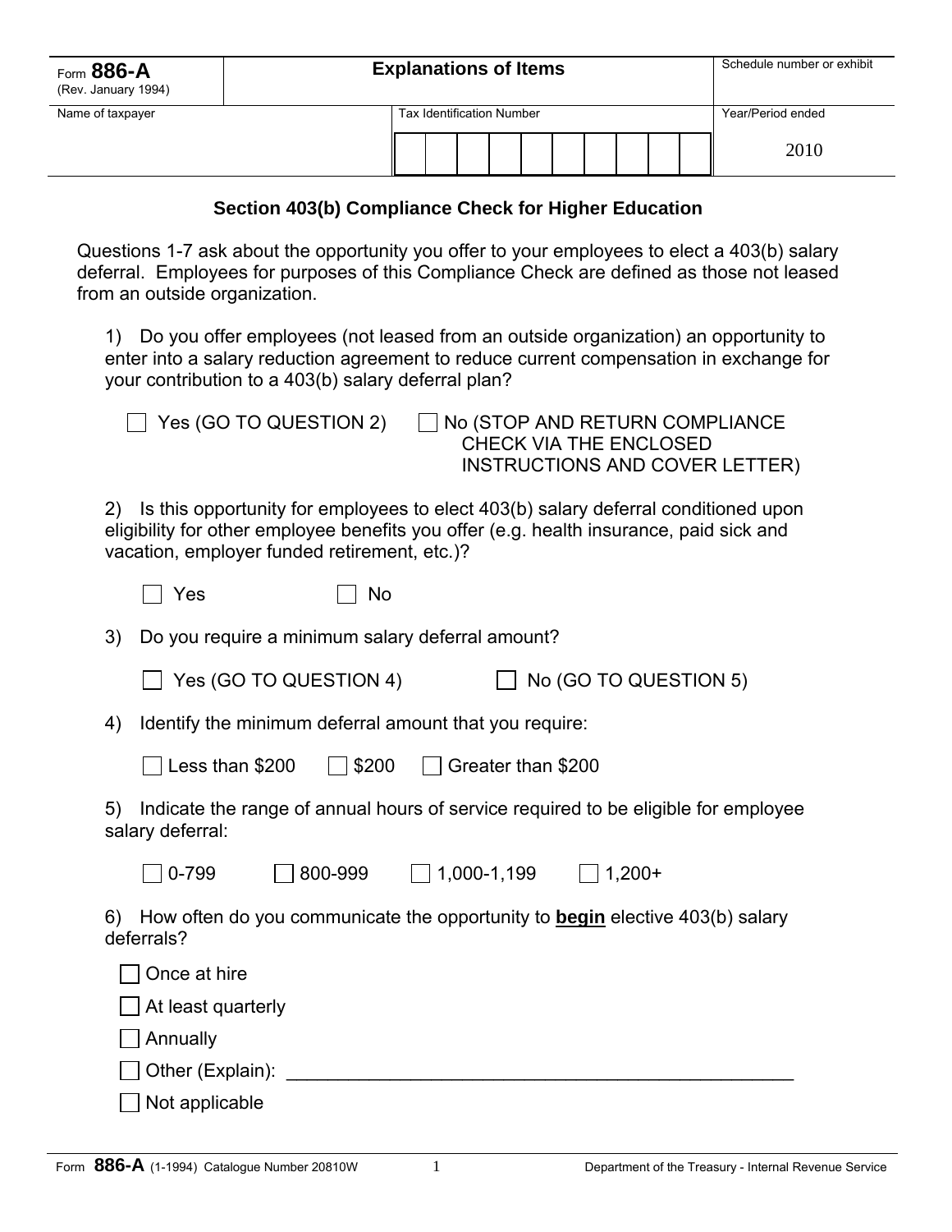| Form **886-A** (Rev. January 1994) | **Explanations of Items** | Schedule number or exhibit |
|---|---|---|
| Name of taxpayer | Tax Identification Number | Year/Period ended |
| | | 2010 |

## Section 403(b) Compliance Check for Higher Education

Questions 1-7 ask about the opportunity you offer to your employees to elect a 403(b) salary deferral. Employees for purposes of this Compliance Check are defined as those not leased from an outside organization.

1) Do you offer employees (not leased from an outside organization) an opportunity to enter into a salary reduction agreement to reduce current compensation in exchange for your contribution to a 403(b) salary deferral plan?

- [ ] Yes (GO TO QUESTION 2)
- [ ] No (STOP AND RETURN COMPLIANCE CHECK VIA THE ENCLOSED INSTRUCTIONS AND COVER LETTER)

2) Is this opportunity for employees to elect 403(b) salary deferral conditioned upon eligibility for other employee benefits you offer (e.g. health insurance, paid sick and vacation, employer funded retirement, etc.)?

- [ ] Yes
- [ ] No

3) Do you require a minimum salary deferral amount?

- [ ] Yes (GO TO QUESTION 4)
- [ ] No (GO TO QUESTION 5)

4) Identify the minimum deferral amount that you require:

- [ ] Less than $200
- [ ] $200
- [ ] Greater than $200

5) Indicate the range of annual hours of service required to be eligible for employee salary deferral:

- [ ] 0-799
- [ ] 800-999
- [ ] 1,000-1,199
- [ ] 1,200+

6) How often do you communicate the opportunity to **begin** elective 403(b) salary deferrals?

- [ ] Once at hire
- [ ] At least quarterly
- [ ] Annually
- [ ] Other (Explain): ______________________________________________
- [ ] Not applicable

Form **886-A** (1-1994) Catalogue Number 20810W — Department of the Treasury - Internal Revenue Service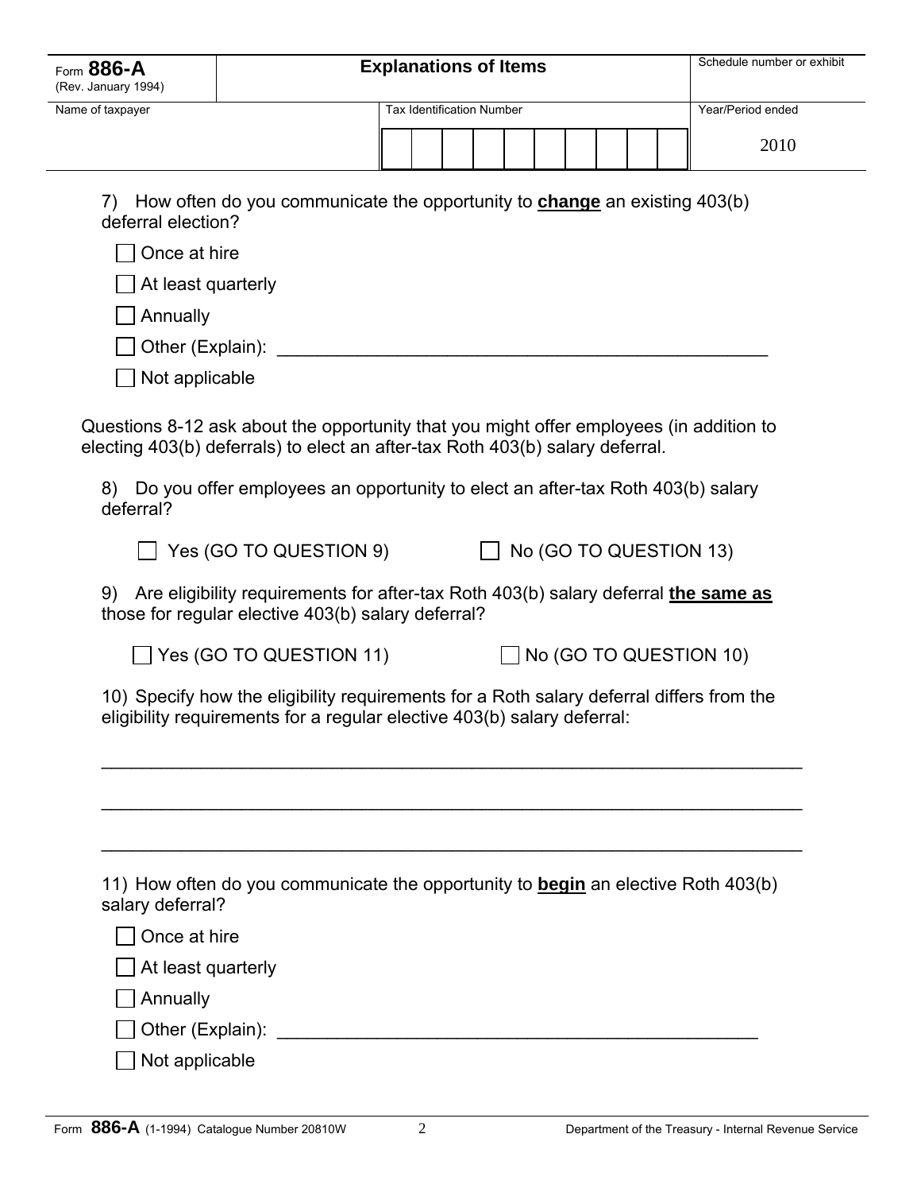| Form **886-A** (Rev. January 1994) | **Explanations of Items** | Schedule number or exhibit |
|---|---|---|
| Name of taxpayer | Tax Identification Number | Year/Period ended |
| | | 2010 |

7) How often do you communicate the opportunity to **change** an existing 403(b) deferral election?

- [ ] Once at hire
- [ ] At least quarterly
- [ ] Annually
- [ ] Other (Explain): ______________________________________________
- [ ] Not applicable

Questions 8-12 ask about the opportunity that you might offer employees (in addition to electing 403(b) deferrals) to elect an after-tax Roth 403(b) salary deferral.

8) Do you offer employees an opportunity to elect an after-tax Roth 403(b) salary deferral?

- [ ] Yes (GO TO QUESTION 9)
- [ ] No (GO TO QUESTION 13)

9) Are eligibility requirements for after-tax Roth 403(b) salary deferral **the same as** those for regular elective 403(b) salary deferral?

- [ ] Yes (GO TO QUESTION 11)
- [ ] No (GO TO QUESTION 10)

10) Specify how the eligibility requirements for a Roth salary deferral differs from the eligibility requirements for a regular elective 403(b) salary deferral:

_________________________________________________________________

_________________________________________________________________

_________________________________________________________________

11) How often do you communicate the opportunity to **begin** an elective Roth 403(b) salary deferral?

- [ ] Once at hire
- [ ] At least quarterly
- [ ] Annually
- [ ] Other (Explain): ______________________________________________
- [ ] Not applicable

Form **886-A** (1-1994) Catalogue Number 20810W | Department of the Treasury - Internal Revenue Service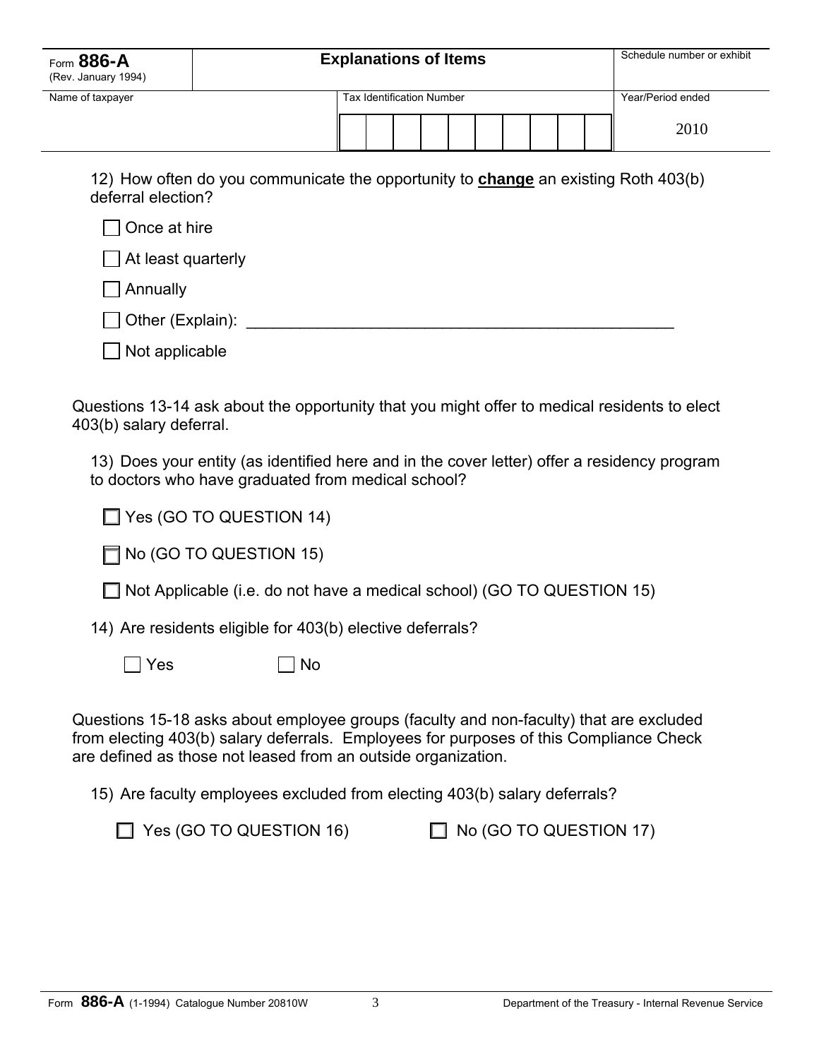| Form **886-A** (Rev. January 1994) | **Explanations of Items** | Schedule number or exhibit |
|---|---|---|
| Name of taxpayer | Tax Identification Number | Year/Period ended |
| | | 2010 |

12) How often do you communicate the opportunity to **change** an existing Roth 403(b) deferral election?

- ☐ Once at hire
- ☐ At least quarterly
- ☐ Annually
- ☐ Other (Explain): ______________________________________________
- ☐ Not applicable

Questions 13-14 ask about the opportunity that you might offer to medical residents to elect 403(b) salary deferral.

13) Does your entity (as identified here and in the cover letter) offer a residency program to doctors who have graduated from medical school?

- ☐ Yes (GO TO QUESTION 14)
- ☐ No (GO TO QUESTION 15)
- ☐ Not Applicable (i.e. do not have a medical school) (GO TO QUESTION 15)

14) Are residents eligible for 403(b) elective deferrals?

☐ Yes ☐ No

Questions 15-18 asks about employee groups (faculty and non-faculty) that are excluded from electing 403(b) salary deferrals. Employees for purposes of this Compliance Check are defined as those not leased from an outside organization.

15) Are faculty employees excluded from electing 403(b) salary deferrals?

☐ Yes (GO TO QUESTION 16) ☐ No (GO TO QUESTION 17)

Form **886-A** (1-1994) Catalogue Number 20810W Department of the Treasury - Internal Revenue Service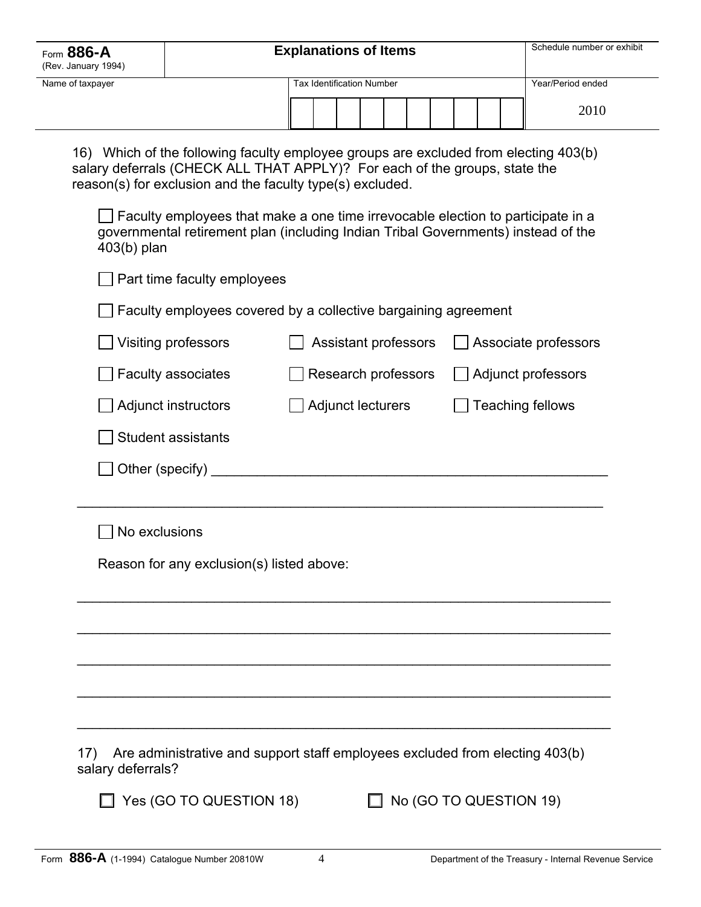| Form **886-A** (Rev. January 1994) | **Explanations of Items** | Schedule number or exhibit |
|---|---|---|
| Name of taxpayer | Tax Identification Number | Year/Period ended |
| | | 2010 |

16) Which of the following faculty employee groups are excluded from electing 403(b) salary deferrals (CHECK ALL THAT APPLY)? For each of the groups, state the reason(s) for exclusion and the faculty type(s) excluded.

- ☐ Faculty employees that make a one time irrevocable election to participate in a governmental retirement plan (including Indian Tribal Governments) instead of the 403(b) plan
- ☐ Part time faculty employees
- ☐ Faculty employees covered by a collective bargaining agreement
- ☐ Visiting professors
- ☐ Assistant professors
- ☐ Associate professors
- ☐ Faculty associates
- ☐ Research professors
- ☐ Adjunct professors
- ☐ Adjunct instructors
- ☐ Adjunct lecturers
- ☐ Teaching fellows
- ☐ Student assistants
- ☐ Other (specify) ____________________________________________

______________________________________________________________

- ☐ No exclusions

Reason for any exclusion(s) listed above:

______________________________________________________________

______________________________________________________________

______________________________________________________________

______________________________________________________________

______________________________________________________________

17) Are administrative and support staff employees excluded from electing 403(b) salary deferrals?

☐ Yes (GO TO QUESTION 18)     ☐ No (GO TO QUESTION 19)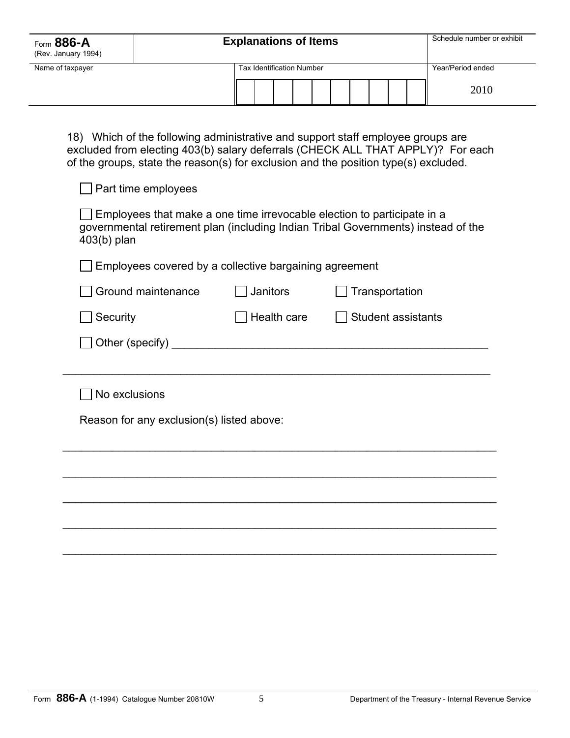| Form **886-A** (Rev. January 1994) | **Explanations of Items** | Schedule number or exhibit |
|---|---|---|
| Name of taxpayer | Tax Identification Number | Year/Period ended |
| | | 2010 |

18) Which of the following administrative and support staff employee groups are excluded from electing 403(b) salary deferrals (CHECK ALL THAT APPLY)? For each of the groups, state the reason(s) for exclusion and the position type(s) excluded.

☐ Part time employees

☐ Employees that make a one time irrevocable election to participate in a governmental retirement plan (including Indian Tribal Governments) instead of the 403(b) plan

☐ Employees covered by a collective bargaining agreement

☐ Ground maintenance ☐ Janitors ☐ Transportation

☐ Security ☐ Health care ☐ Student assistants

☐ Other (specify) ___________________________________________________

_____________________________________________________________________

☐ No exclusions

Reason for any exclusion(s) listed above:

_____________________________________________________________________

_____________________________________________________________________

_____________________________________________________________________

_____________________________________________________________________

_____________________________________________________________________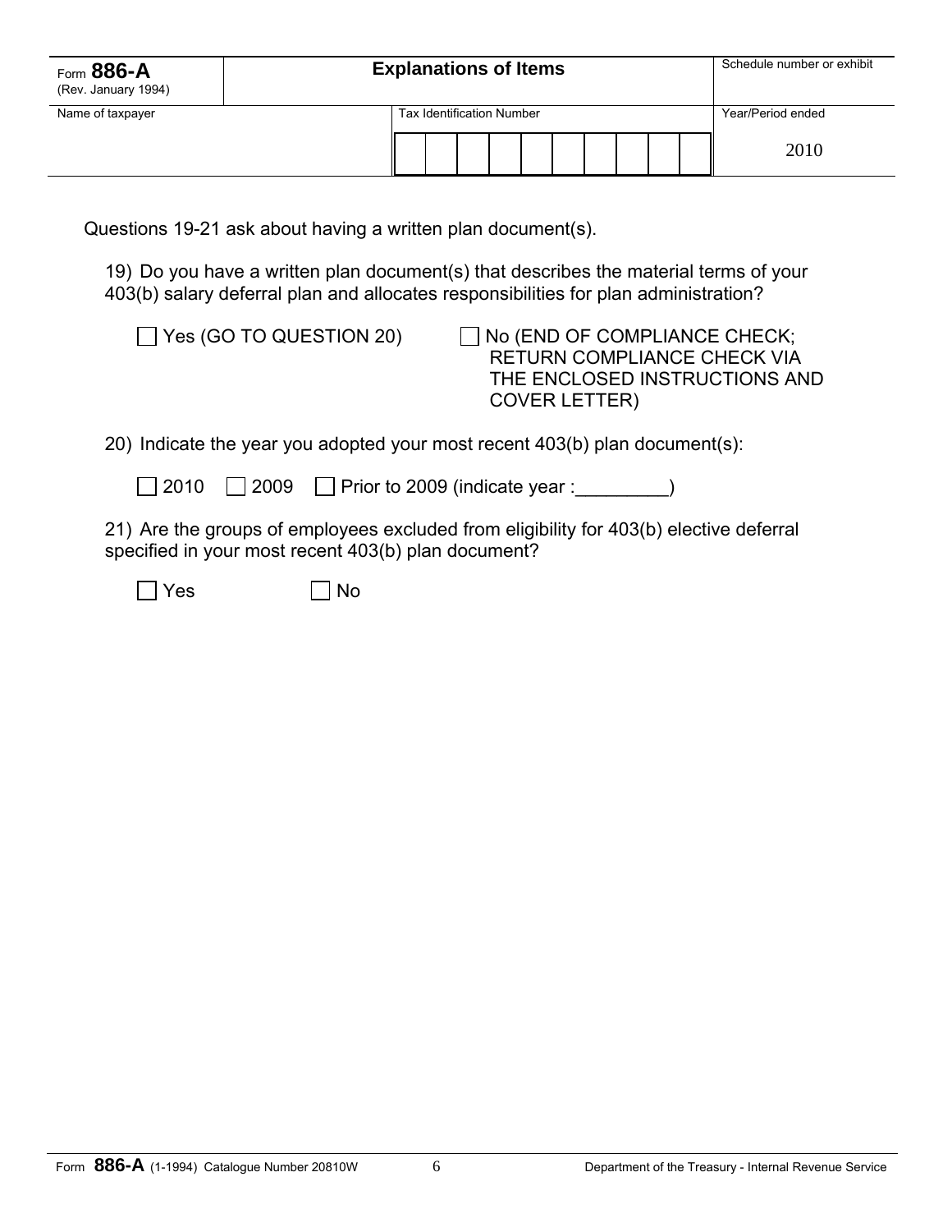| Form **886-A** (Rev. January 1994) | **Explanations of Items** | Schedule number or exhibit |
|---|---|---|
| Name of taxpayer | Tax Identification Number | Year/Period ended |
| | | 2010 |

Questions 19-21 ask about having a written plan document(s).

19) Do you have a written plan document(s) that describes the material terms of your 403(b) salary deferral plan and allocates responsibilities for plan administration?

☐ Yes (GO TO QUESTION 20)     ☐ No (END OF COMPLIANCE CHECK; RETURN COMPLIANCE CHECK VIA THE ENCLOSED INSTRUCTIONS AND COVER LETTER)

20) Indicate the year you adopted your most recent 403(b) plan document(s):

☐ 2010   ☐ 2009   ☐ Prior to 2009 (indicate year :_________)

21) Are the groups of employees excluded from eligibility for 403(b) elective deferral specified in your most recent 403(b) plan document?

☐ Yes     ☐ No

Form **886-A** (1-1994) Catalogue Number 20810W     Department of the Treasury - Internal Revenue Service